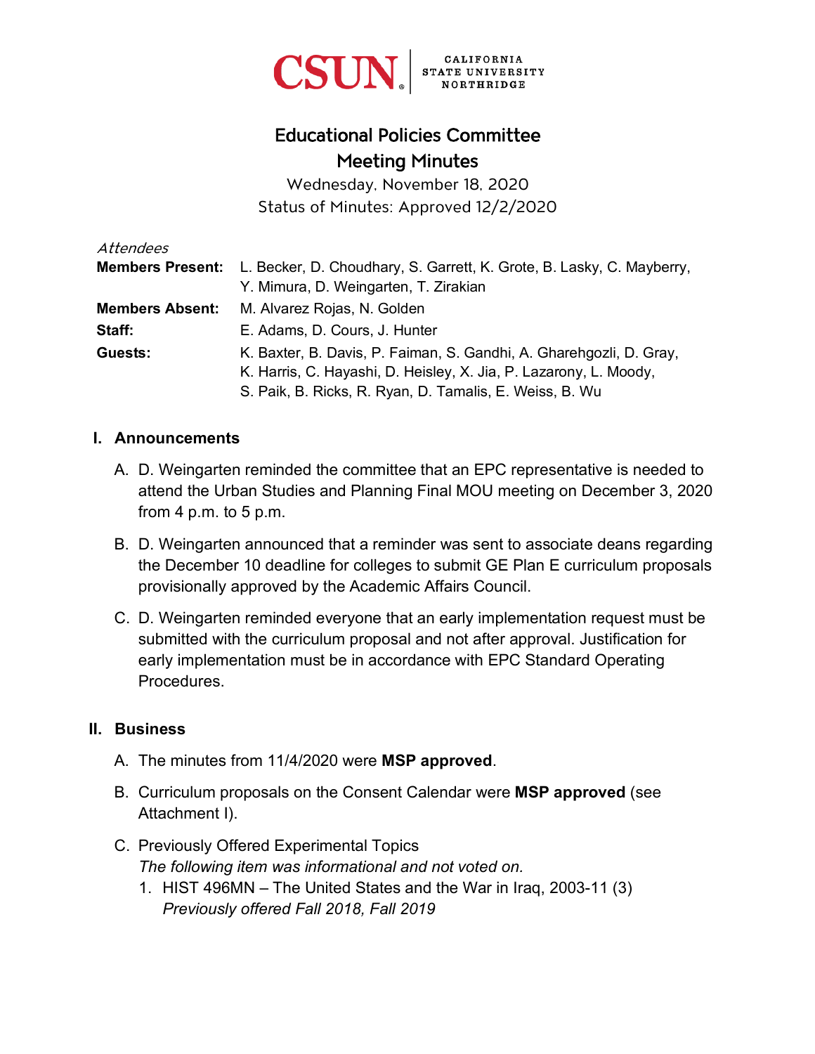CSUN CALIFORNIA STATE UNIVERSITY NORTHRIDGE

# Educational Policies Committee
# Meeting Minutes

Wednesday, November 18, 2020
Status of Minutes: Approved 12/2/2020

*Attendees*

| | |
|---|---|
| **Members Present:** | L. Becker, D. Choudhary, S. Garrett, K. Grote, B. Lasky, C. Mayberry, Y. Mimura, D. Weingarten, T. Zirakian |
| **Members Absent:** | M. Alvarez Rojas, N. Golden |
| **Staff:** | E. Adams, D. Cours, J. Hunter |
| **Guests:** | K. Baxter, B. Davis, P. Faiman, S. Gandhi, A. Gharehgozli, D. Gray, K. Harris, C. Hayashi, D. Heisley, X. Jia, P. Lazarony, L. Moody, S. Paik, B. Ricks, R. Ryan, D. Tamalis, E. Weiss, B. Wu |

## I. Announcements

A. D. Weingarten reminded the committee that an EPC representative is needed to attend the Urban Studies and Planning Final MOU meeting on December 3, 2020 from 4 p.m. to 5 p.m.

B. D. Weingarten announced that a reminder was sent to associate deans regarding the December 10 deadline for colleges to submit GE Plan E curriculum proposals provisionally approved by the Academic Affairs Council.

C. D. Weingarten reminded everyone that an early implementation request must be submitted with the curriculum proposal and not after approval. Justification for early implementation must be in accordance with EPC Standard Operating Procedures.

## II. Business

A. The minutes from 11/4/2020 were **MSP approved**.

B. Curriculum proposals on the Consent Calendar were **MSP approved** (see Attachment I).

C. Previously Offered Experimental Topics
*The following item was informational and not voted on.*
   1. HIST 496MN – The United States and the War in Iraq, 2003-11 (3)
      *Previously offered Fall 2018, Fall 2019*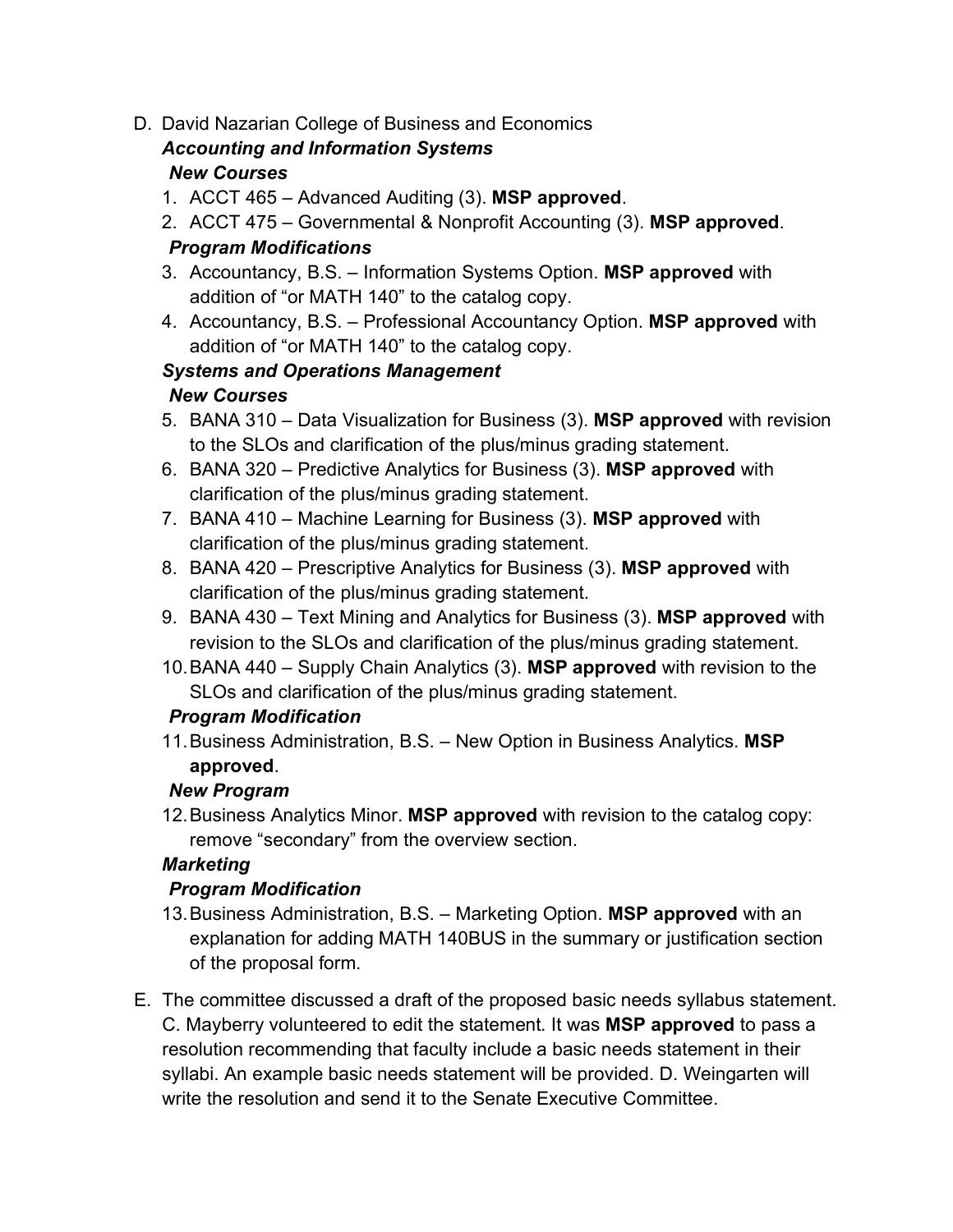D. David Nazarian College of Business and Economics

***Accounting and Information Systems***

***New Courses***

1. ACCT 465 – Advanced Auditing (3). **MSP approved**.
2. ACCT 475 – Governmental & Nonprofit Accounting (3). **MSP approved**.

***Program Modifications***

3. Accountancy, B.S. – Information Systems Option. **MSP approved** with addition of "or MATH 140" to the catalog copy.
4. Accountancy, B.S. – Professional Accountancy Option. **MSP approved** with addition of "or MATH 140" to the catalog copy.

***Systems and Operations Management***

***New Courses***

5. BANA 310 – Data Visualization for Business (3). **MSP approved** with revision to the SLOs and clarification of the plus/minus grading statement.
6. BANA 320 – Predictive Analytics for Business (3). **MSP approved** with clarification of the plus/minus grading statement.
7. BANA 410 – Machine Learning for Business (3). **MSP approved** with clarification of the plus/minus grading statement.
8. BANA 420 – Prescriptive Analytics for Business (3). **MSP approved** with clarification of the plus/minus grading statement.
9. BANA 430 – Text Mining and Analytics for Business (3). **MSP approved** with revision to the SLOs and clarification of the plus/minus grading statement.
10. BANA 440 – Supply Chain Analytics (3). **MSP approved** with revision to the SLOs and clarification of the plus/minus grading statement.

***Program Modification***

11. Business Administration, B.S. – New Option in Business Analytics. **MSP approved**.

***New Program***

12. Business Analytics Minor. **MSP approved** with revision to the catalog copy: remove "secondary" from the overview section.

***Marketing***

***Program Modification***

13. Business Administration, B.S. – Marketing Option. **MSP approved** with an explanation for adding MATH 140BUS in the summary or justification section of the proposal form.

E. The committee discussed a draft of the proposed basic needs syllabus statement. C. Mayberry volunteered to edit the statement. It was **MSP approved** to pass a resolution recommending that faculty include a basic needs statement in their syllabi. An example basic needs statement will be provided. D. Weingarten will write the resolution and send it to the Senate Executive Committee.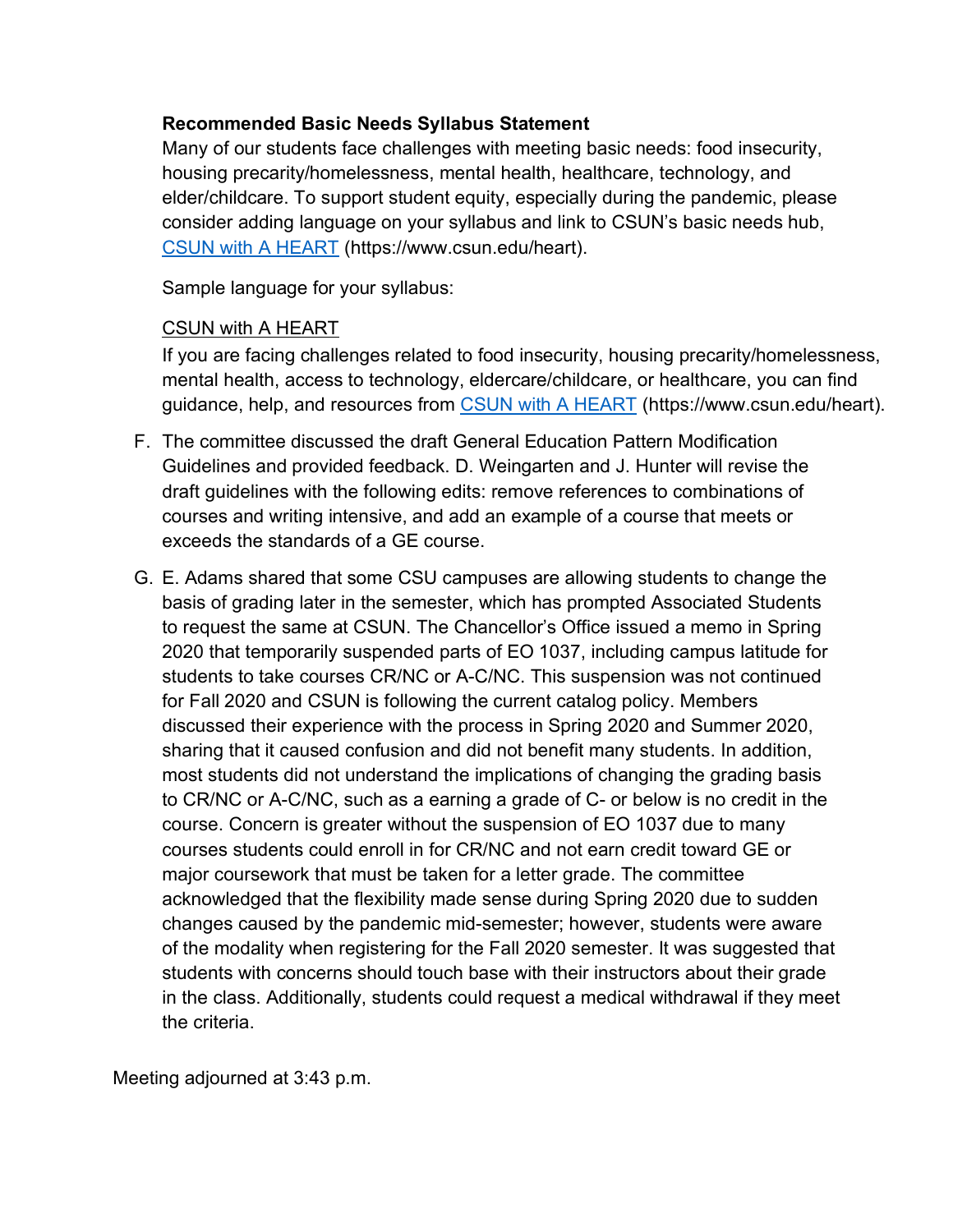**Recommended Basic Needs Syllabus Statement**

Many of our students face challenges with meeting basic needs: food insecurity, housing precarity/homelessness, mental health, healthcare, technology, and elder/childcare. To support student equity, especially during the pandemic, please consider adding language on your syllabus and link to CSUN's basic needs hub, [CSUN with A HEART](https://www.csun.edu/heart) (https://www.csun.edu/heart).

Sample language for your syllabus:

<u>CSUN with A HEART</u>

If you are facing challenges related to food insecurity, housing precarity/homelessness, mental health, access to technology, eldercare/childcare, or healthcare, you can find guidance, help, and resources from [CSUN with A HEART](https://www.csun.edu/heart) (https://www.csun.edu/heart).

F. The committee discussed the draft General Education Pattern Modification Guidelines and provided feedback. D. Weingarten and J. Hunter will revise the draft guidelines with the following edits: remove references to combinations of courses and writing intensive, and add an example of a course that meets or exceeds the standards of a GE course.

G. E. Adams shared that some CSU campuses are allowing students to change the basis of grading later in the semester, which has prompted Associated Students to request the same at CSUN. The Chancellor's Office issued a memo in Spring 2020 that temporarily suspended parts of EO 1037, including campus latitude for students to take courses CR/NC or A-C/NC. This suspension was not continued for Fall 2020 and CSUN is following the current catalog policy. Members discussed their experience with the process in Spring 2020 and Summer 2020, sharing that it caused confusion and did not benefit many students. In addition, most students did not understand the implications of changing the grading basis to CR/NC or A-C/NC, such as a earning a grade of C- or below is no credit in the course. Concern is greater without the suspension of EO 1037 due to many courses students could enroll in for CR/NC and not earn credit toward GE or major coursework that must be taken for a letter grade. The committee acknowledged that the flexibility made sense during Spring 2020 due to sudden changes caused by the pandemic mid-semester; however, students were aware of the modality when registering for the Fall 2020 semester. It was suggested that students with concerns should touch base with their instructors about their grade in the class. Additionally, students could request a medical withdrawal if they meet the criteria.

Meeting adjourned at 3:43 p.m.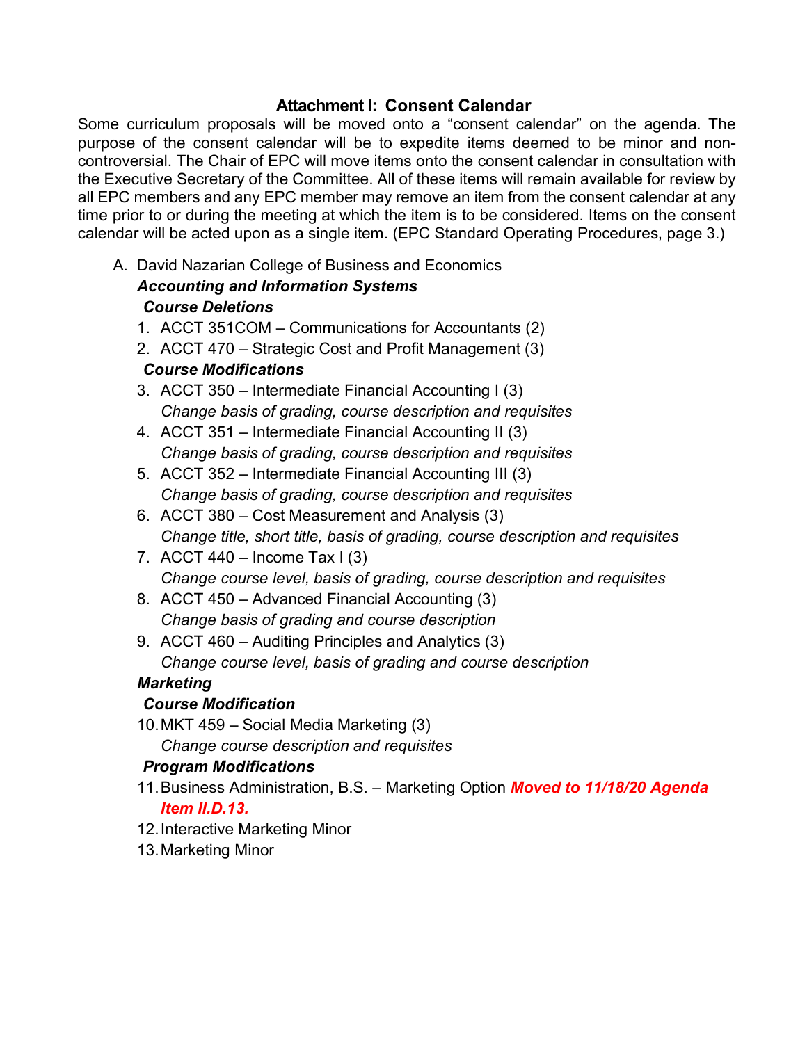## Attachment I: Consent Calendar

Some curriculum proposals will be moved onto a "consent calendar" on the agenda. The purpose of the consent calendar will be to expedite items deemed to be minor and non-controversial. The Chair of EPC will move items onto the consent calendar in consultation with the Executive Secretary of the Committee. All of these items will remain available for review by all EPC members and any EPC member may remove an item from the consent calendar at any time prior to or during the meeting at which the item is to be considered. Items on the consent calendar will be acted upon as a single item. (EPC Standard Operating Procedures, page 3.)

A. David Nazarian College of Business and Economics

***Accounting and Information Systems***

***Course Deletions***

1. ACCT 351COM – Communications for Accountants (2)
2. ACCT 470 – Strategic Cost and Profit Management (3)

***Course Modifications***

3. ACCT 350 – Intermediate Financial Accounting I (3)
   *Change basis of grading, course description and requisites*
4. ACCT 351 – Intermediate Financial Accounting II (3)
   *Change basis of grading, course description and requisites*
5. ACCT 352 – Intermediate Financial Accounting III (3)
   *Change basis of grading, course description and requisites*
6. ACCT 380 – Cost Measurement and Analysis (3)
   *Change title, short title, basis of grading, course description and requisites*
7. ACCT 440 – Income Tax I (3)
   *Change course level, basis of grading, course description and requisites*
8. ACCT 450 – Advanced Financial Accounting (3)
   *Change basis of grading and course description*
9. ACCT 460 – Auditing Principles and Analytics (3)
   *Change course level, basis of grading and course description*

***Marketing***

***Course Modification***

10. MKT 459 – Social Media Marketing (3)
    *Change course description and requisites*

***Program Modifications***

11. ~~Business Administration, B.S. – Marketing Option~~ ***Moved to 11/18/20 Agenda Item II.D.13.***
12. Interactive Marketing Minor
13. Marketing Minor